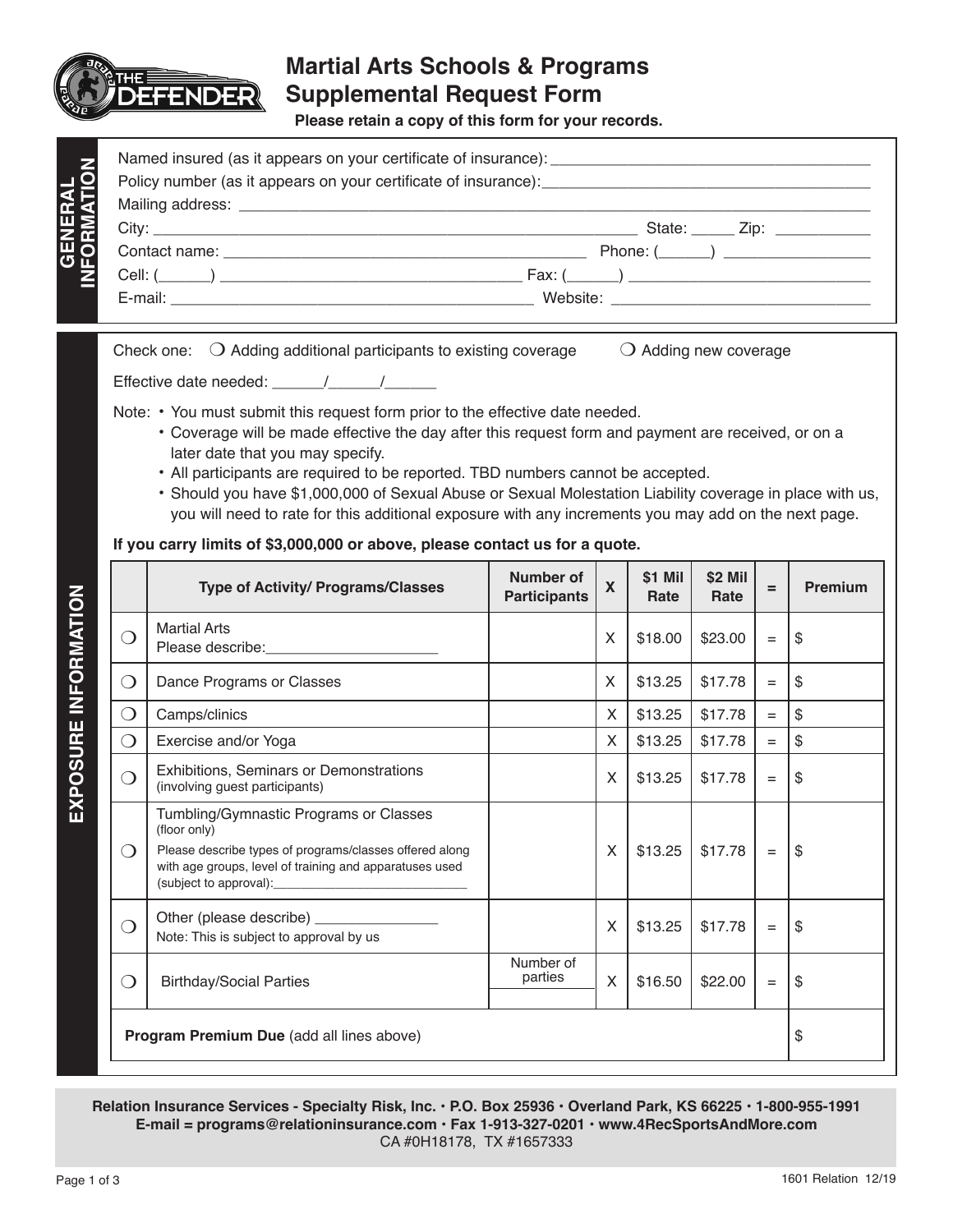# Martial Arts Schools & Programs Supplemental Request Form

**Please retain a copy of this form for your records.**

## GENERAL INFORMATION

Named insured (as it appears on your certificate of insurance): ___________________________________

Policy number (as it appears on your certificate of insurance): ___________________________________

Mailing address: ___________________________________________________________________

City: ______________________________________________ State: _____ Zip: __________

Contact name: ____________________________________ Phone: (______) ________________

Cell: (______) ______________________________ Fax: (______) __________________________

E-mail: ____________________________________ Website: ____________________________

## EXPOSURE INFORMATION

Check one: ❍ Adding additional participants to existing coverage ❍ Adding new coverage

Effective date needed: ______/______/______

Note:
- You must submit this request form prior to the effective date needed.
- Coverage will be made effective the day after this request form and payment are received, or on a later date that you may specify.
- All participants are required to be reported. TBD numbers cannot be accepted.
- Should you have $1,000,000 of Sexual Abuse or Sexual Molestation Liability coverage in place with us, you will need to rate for this additional exposure with any increments you may add on the next page.

**If you carry limits of $3,000,000 or above, please contact us for a quote.**

| | Type of Activity/ Programs/Classes | Number of Participants | X | $1 Mil Rate | $2 Mil Rate | = | Premium |
|---|---|---|---|---|---|---|---|
| ❍ | Martial Arts<br>Please describe:____________________ | | X | $18.00 | $23.00 | = | $ |
| ❍ | Dance Programs or Classes | | X | $13.25 | $17.78 | = | $ |
| ❍ | Camps/clinics | | X | $13.25 | $17.78 | = | $ |
| ❍ | Exercise and/or Yoga | | X | $13.25 | $17.78 | = | $ |
| ❍ | Exhibitions, Seminars or Demonstrations (involving guest participants) | | X | $13.25 | $17.78 | = | $ |
| ❍ | Tumbling/Gymnastic Programs or Classes (floor only)<br>Please describe types of programs/classes offered along with age groups, level of training and apparatuses used (subject to approval):____________________________ | | X | $13.25 | $17.78 | = | $ |
| ❍ | Other (please describe) _______________<br>Note: This is subject to approval by us | | X | $13.25 | $17.78 | = | $ |
| ❍ | Birthday/Social Parties | Number of parties | X | $16.50 | $22.00 | = | $ |
| | **Program Premium Due** (add all lines above) | | | | | | $ |

**Relation Insurance Services - Specialty Risk, Inc. • P.O. Box 25936 • Overland Park, KS 66225 • 1-800-955-1991**
**E-mail = programs@relationinsurance.com • Fax 1-913-327-0201 • www.4RecSportsAndMore.com**
CA #0H18178, TX #1657333

1601 Relation 12/19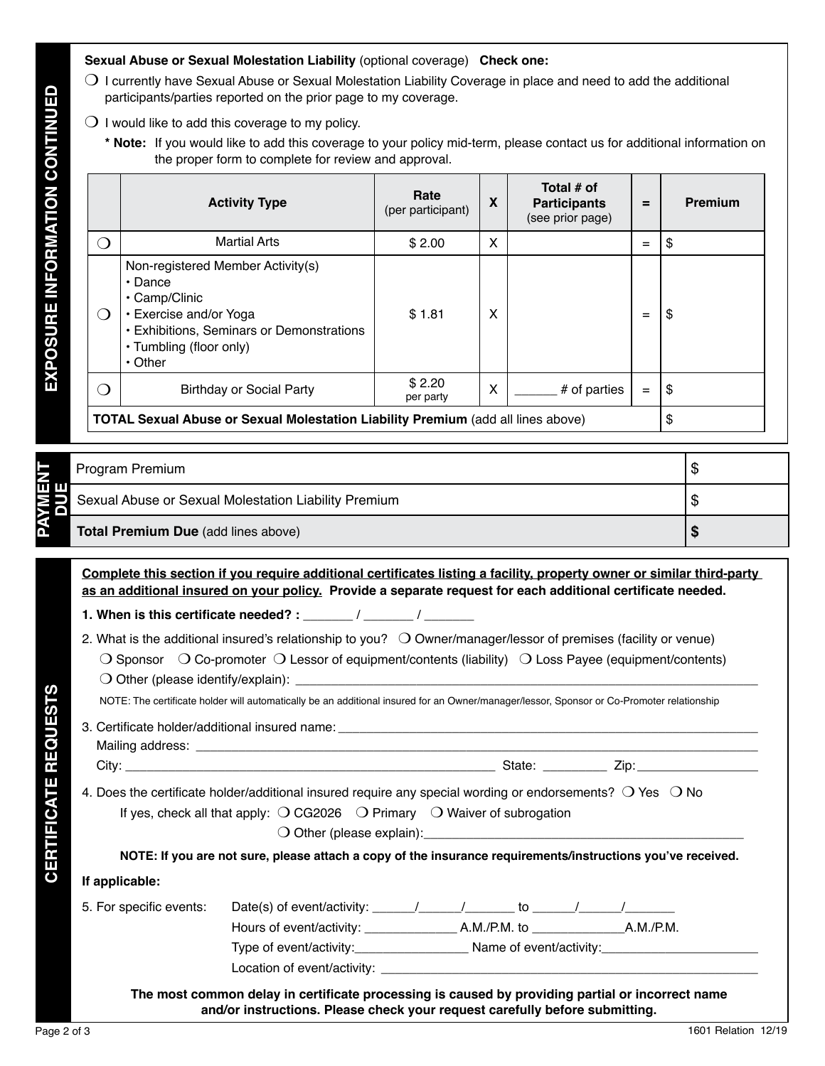## EXPOSURE INFORMATION CONTINUED

**Sexual Abuse or Sexual Molestation Liability** (optional coverage) **Check one:**

❍ I currently have Sexual Abuse or Sexual Molestation Liability Coverage in place and need to add the additional participants/parties reported on the prior page to my coverage.

❍ I would like to add this coverage to my policy.

**\* Note:** If you would like to add this coverage to your policy mid-term, please contact us for additional information on the proper form to complete for review and approval.

| | Activity Type | Rate (per participant) | X | Total # of Participants (see prior page) | = | Premium |
|---|---|---|---|---|---|---|
| ❍ | Martial Arts | $ 2.00 | X | | = | $ |
| ❍ | Non-registered Member Activity(s)<br>• Dance<br>• Camp/Clinic<br>• Exercise and/or Yoga<br>• Exhibitions, Seminars or Demonstrations<br>• Tumbling (floor only)<br>• Other | $ 1.81 | X | | = | $ |
| ❍ | Birthday or Social Party | $ 2.20 per party | X | ______ # of parties | = | $ |
| **TOTAL Sexual Abuse or Sexual Molestation Liability Premium** (add all lines above) | | | | | | $ |

## PAYMENT DUE

| | |
|---|---|
| Program Premium | $ |
| Sexual Abuse or Sexual Molestation Liability Premium | $ |
| **Total Premium Due** (add lines above) | **$** |

## CERTIFICATE REQUESTS

**Complete this section if you require additional certificates listing a facility, property owner or similar third-party as an additional insured on your policy. Provide a separate request for each additional certificate needed.**

**1. When is this certificate needed? :** _______ / _______ / _______

2. What is the additional insured's relationship to you? ❍ Owner/manager/lessor of premises (facility or venue) ❍ Sponsor ❍ Co-promoter ❍ Lessor of equipment/contents (liability) ❍ Loss Payee (equipment/contents) ❍ Other (please identify/explain): ____________________

NOTE: The certificate holder will automatically be an additional insured for an Owner/manager/lessor, Sponsor or Co-Promoter relationship

3. Certificate holder/additional insured name: ____________________
Mailing address: ____________________
City: ____________________ State: _________ Zip: ________________

4. Does the certificate holder/additional insured require any special wording or endorsements? ❍ Yes ❍ No
If yes, check all that apply: ❍ CG2026 ❍ Primary ❍ Waiver of subrogation
❍ Other (please explain): ____________________

**NOTE: If you are not sure, please attach a copy of the insurance requirements/instructions you've received.**

**If applicable:**

5. For specific events: Date(s) of event/activity: ______/______/_______ to ______/______/_______
Hours of event/activity: _____________ A.M./P.M. to _____________ A.M./P.M.
Type of event/activity: ________________ Name of event/activity: ______________________
Location of event/activity: ____________________

**The most common delay in certificate processing is caused by providing partial or incorrect name and/or instructions. Please check your request carefully before submitting.**

1601 Relation 12/19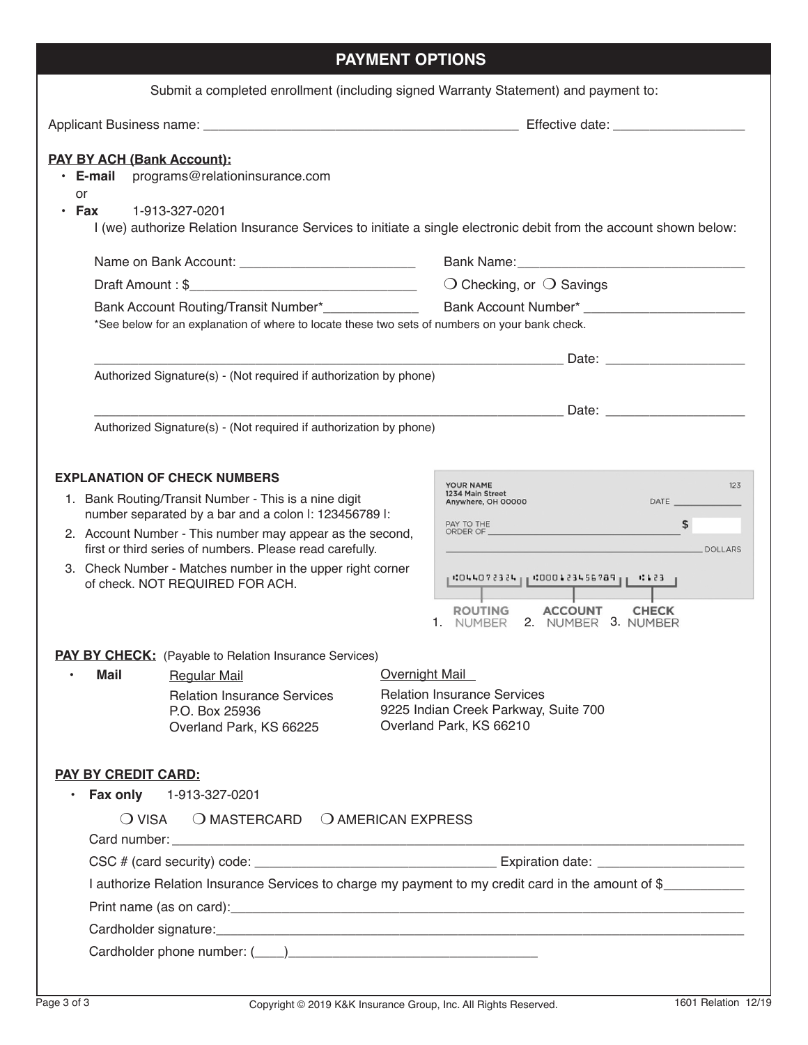## PAYMENT OPTIONS

Submit a completed enrollment (including signed Warranty Statement) and payment to:

Applicant Business name: ___________________________________________ Effective date: __________________

**PAY BY ACH (Bank Account):**

- **E-mail** programs@relationinsurance.com

  or

- **Fax** 1-913-327-0201

  I (we) authorize Relation Insurance Services to initiate a single electronic debit from the account shown below:

  Name on Bank Account: ________________________ Bank Name:________________________________

  Draft Amount : $________________________________ ❍ Checking, or ❍ Savings

  Bank Account Routing/Transit Number*_____________ Bank Account Number* ______________________

  *See below for an explanation of where to locate these two sets of numbers on your bank check.

  _________________________________________________________________ Date: ___________________

  Authorized Signature(s) - (Not required if authorization by phone)

  _________________________________________________________________ Date: ___________________

  Authorized Signature(s) - (Not required if authorization by phone)

**EXPLANATION OF CHECK NUMBERS**

1. Bank Routing/Transit Number - This is a nine digit number separated by a bar and a colon |: 123456789 |:
2. Account Number - This number may appear as the second, first or third series of numbers. Please read carefully.
3. Check Number - Matches number in the upper right corner of check. NOT REQUIRED FOR ACH.

YOUR NAME
1234 Main Street
Anywhere, OH 00000
123
DATE
PAY TO THE ORDER OF
$
DOLLARS
1. ROUTING NUMBER 2. ACCOUNT NUMBER 3. CHECK NUMBER

**PAY BY CHECK:** (Payable to Relation Insurance Services)

- **Mail**

  Regular Mail
  Relation Insurance Services
  P.O. Box 25936
  Overland Park, KS 66225

  Overnight Mail
  Relation Insurance Services
  9225 Indian Creek Parkway, Suite 700
  Overland Park, KS 66210

**PAY BY CREDIT CARD:**

- **Fax only** 1-913-327-0201

  ❍ VISA ❍ MASTERCARD ❍ AMERICAN EXPRESS

  Card number: ____________________________________________________________________________

  CSC # (card security) code: __________________________________ Expiration date: ____________________

  I authorize Relation Insurance Services to charge my payment to my credit card in the amount of $___________

  Print name (as on card):__________________________________________________________________

  Cardholder signature:____________________________________________________________________

  Cardholder phone number: (____)___________________________________

Copyright © 2019 K&K Insurance Group, Inc. All Rights Reserved. 1601 Relation 12/19